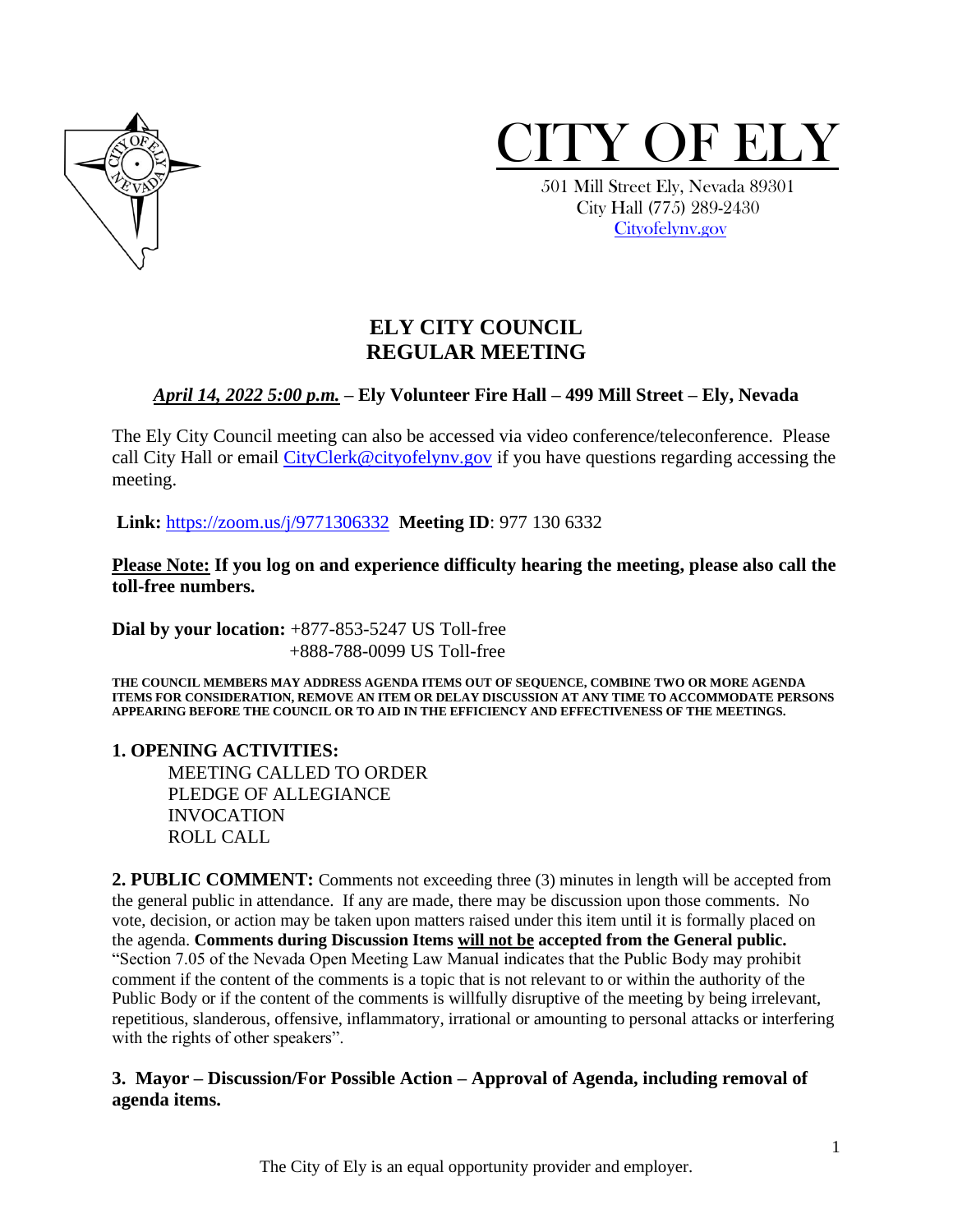# CITY OF ELY

501 Mill Street Ely, Nevada 89301
City Hall (775) 289-2430
Cityofelynv.gov

## ELY CITY COUNCIL
## REGULAR MEETING

***April 14, 2022 5:00 p.m.*** **– Ely Volunteer Fire Hall – 499 Mill Street – Ely, Nevada**

The Ely City Council meeting can also be accessed via video conference/teleconference. Please call City Hall or email CityClerk@cityofelynv.gov if you have questions regarding accessing the meeting.

**Link:** https://zoom.us/j/9771306332 **Meeting ID**: 977 130 6332

**Please Note: If you log on and experience difficulty hearing the meeting, please also call the toll-free numbers.**

**Dial by your location:** +877-853-5247 US Toll-free
+888-788-0099 US Toll-free

**THE COUNCIL MEMBERS MAY ADDRESS AGENDA ITEMS OUT OF SEQUENCE, COMBINE TWO OR MORE AGENDA ITEMS FOR CONSIDERATION, REMOVE AN ITEM OR DELAY DISCUSSION AT ANY TIME TO ACCOMMODATE PERSONS APPEARING BEFORE THE COUNCIL OR TO AID IN THE EFFICIENCY AND EFFECTIVENESS OF THE MEETINGS.**

**1. OPENING ACTIVITIES:**

MEETING CALLED TO ORDER
PLEDGE OF ALLEGIANCE
INVOCATION
ROLL CALL

**2. PUBLIC COMMENT:** Comments not exceeding three (3) minutes in length will be accepted from the general public in attendance. If any are made, there may be discussion upon those comments. No vote, decision, or action may be taken upon matters raised under this item until it is formally placed on the agenda. **Comments during Discussion Items will not be accepted from the General public.** "Section 7.05 of the Nevada Open Meeting Law Manual indicates that the Public Body may prohibit comment if the content of the comments is a topic that is not relevant to or within the authority of the Public Body or if the content of the comments is willfully disruptive of the meeting by being irrelevant, repetitious, slanderous, offensive, inflammatory, irrational or amounting to personal attacks or interfering with the rights of other speakers".

**3. Mayor – Discussion/For Possible Action – Approval of Agenda, including removal of agenda items.**

The City of Ely is an equal opportunity provider and employer.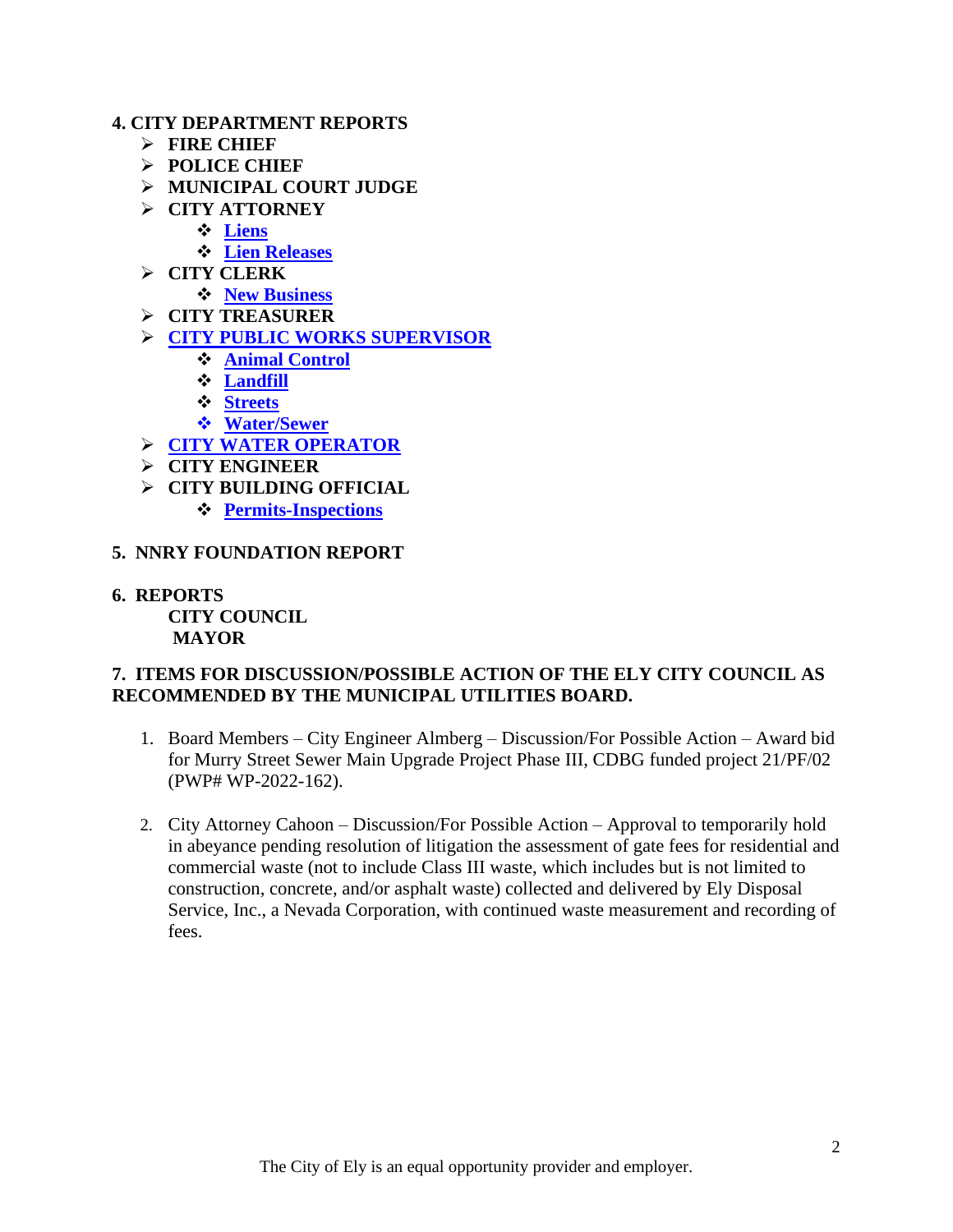**4. CITY DEPARTMENT REPORTS**

- **FIRE CHIEF**
- **POLICE CHIEF**
- **MUNICIPAL COURT JUDGE**
- **CITY ATTORNEY**
  - **Liens**
  - **Lien Releases**
- **CITY CLERK**
  - **New Business**
- **CITY TREASURER**
- **CITY PUBLIC WORKS SUPERVISOR**
  - **Animal Control**
  - **Landfill**
  - **Streets**
  - **Water/Sewer**
- **CITY WATER OPERATOR**
- **CITY ENGINEER**
- **CITY BUILDING OFFICIAL**
  - **Permits-Inspections**

**5. NNRY FOUNDATION REPORT**

**6. REPORTS**

**CITY COUNCIL**

**MAYOR**

**7. ITEMS FOR DISCUSSION/POSSIBLE ACTION OF THE ELY CITY COUNCIL AS RECOMMENDED BY THE MUNICIPAL UTILITIES BOARD.**

1. Board Members – City Engineer Almberg – Discussion/For Possible Action – Award bid for Murry Street Sewer Main Upgrade Project Phase III, CDBG funded project 21/PF/02 (PWP# WP-2022-162).

2. City Attorney Cahoon – Discussion/For Possible Action – Approval to temporarily hold in abeyance pending resolution of litigation the assessment of gate fees for residential and commercial waste (not to include Class III waste, which includes but is not limited to construction, concrete, and/or asphalt waste) collected and delivered by Ely Disposal Service, Inc., a Nevada Corporation, with continued waste measurement and recording of fees.

The City of Ely is an equal opportunity provider and employer.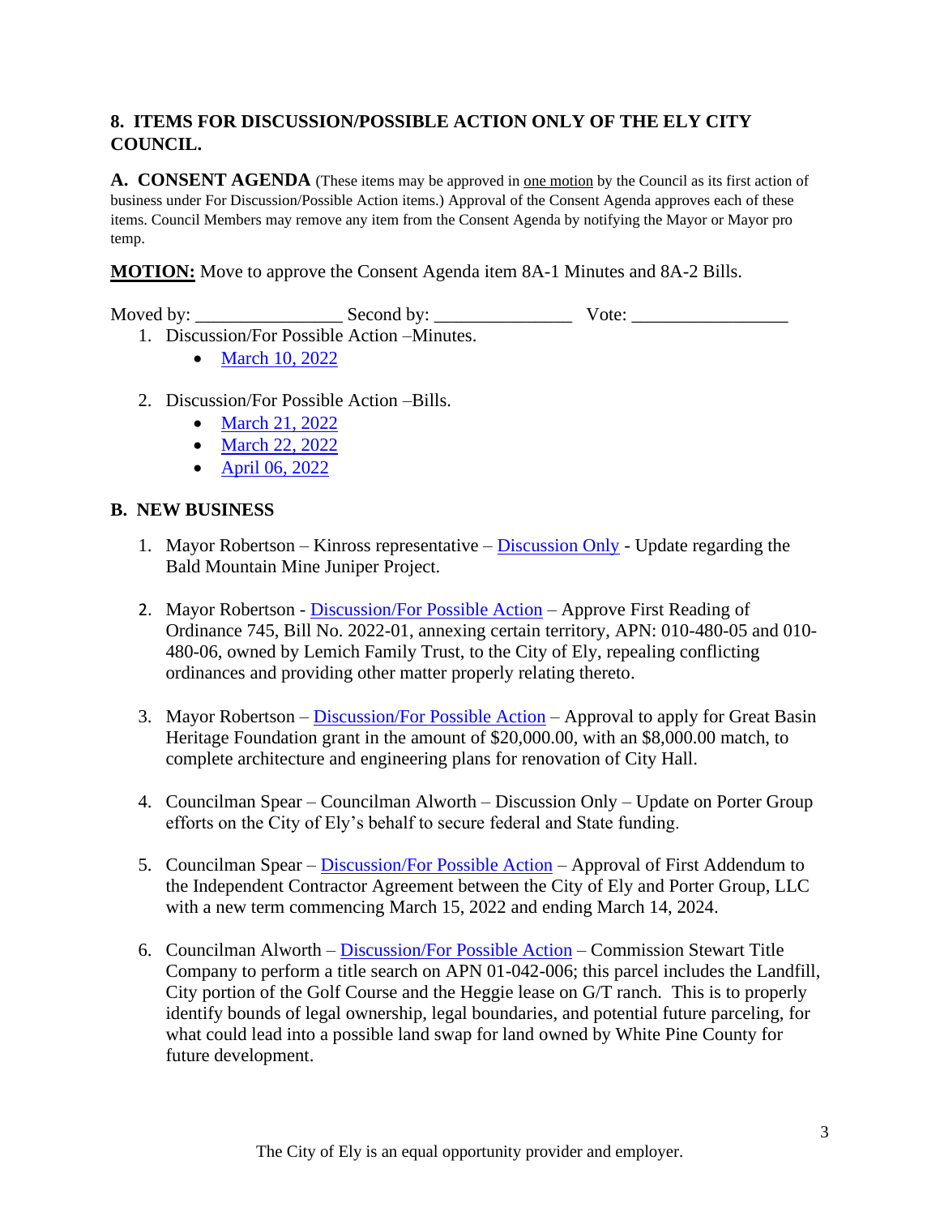## 8. ITEMS FOR DISCUSSION/POSSIBLE ACTION ONLY OF THE ELY CITY COUNCIL.

**A. CONSENT AGENDA** (These items may be approved in one motion by the Council as its first action of business under For Discussion/Possible Action items.) Approval of the Consent Agenda approves each of these items. Council Members may remove any item from the Consent Agenda by notifying the Mayor or Mayor pro temp.

**MOTION:** Move to approve the Consent Agenda item 8A-1 Minutes and 8A-2 Bills.

Moved by: _______________ Second by: ______________ Vote: ________________

1. Discussion/For Possible Action –Minutes.
   - March 10, 2022
2. Discussion/For Possible Action –Bills.
   - March 21, 2022
   - March 22, 2022
   - April 06, 2022

### B. NEW BUSINESS

1. Mayor Robertson – Kinross representative – Discussion Only - Update regarding the Bald Mountain Mine Juniper Project.
2. Mayor Robertson - Discussion/For Possible Action – Approve First Reading of Ordinance 745, Bill No. 2022-01, annexing certain territory, APN: 010-480-05 and 010-480-06, owned by Lemich Family Trust, to the City of Ely, repealing conflicting ordinances and providing other matter properly relating thereto.
3. Mayor Robertson – Discussion/For Possible Action – Approval to apply for Great Basin Heritage Foundation grant in the amount of $20,000.00, with an $8,000.00 match, to complete architecture and engineering plans for renovation of City Hall.
4. Councilman Spear – Councilman Alworth – Discussion Only – Update on Porter Group efforts on the City of Ely's behalf to secure federal and State funding.
5. Councilman Spear – Discussion/For Possible Action – Approval of First Addendum to the Independent Contractor Agreement between the City of Ely and Porter Group, LLC with a new term commencing March 15, 2022 and ending March 14, 2024.
6. Councilman Alworth – Discussion/For Possible Action – Commission Stewart Title Company to perform a title search on APN 01-042-006; this parcel includes the Landfill, City portion of the Golf Course and the Heggie lease on G/T ranch. This is to properly identify bounds of legal ownership, legal boundaries, and potential future parceling, for what could lead into a possible land swap for land owned by White Pine County for future development.

The City of Ely is an equal opportunity provider and employer.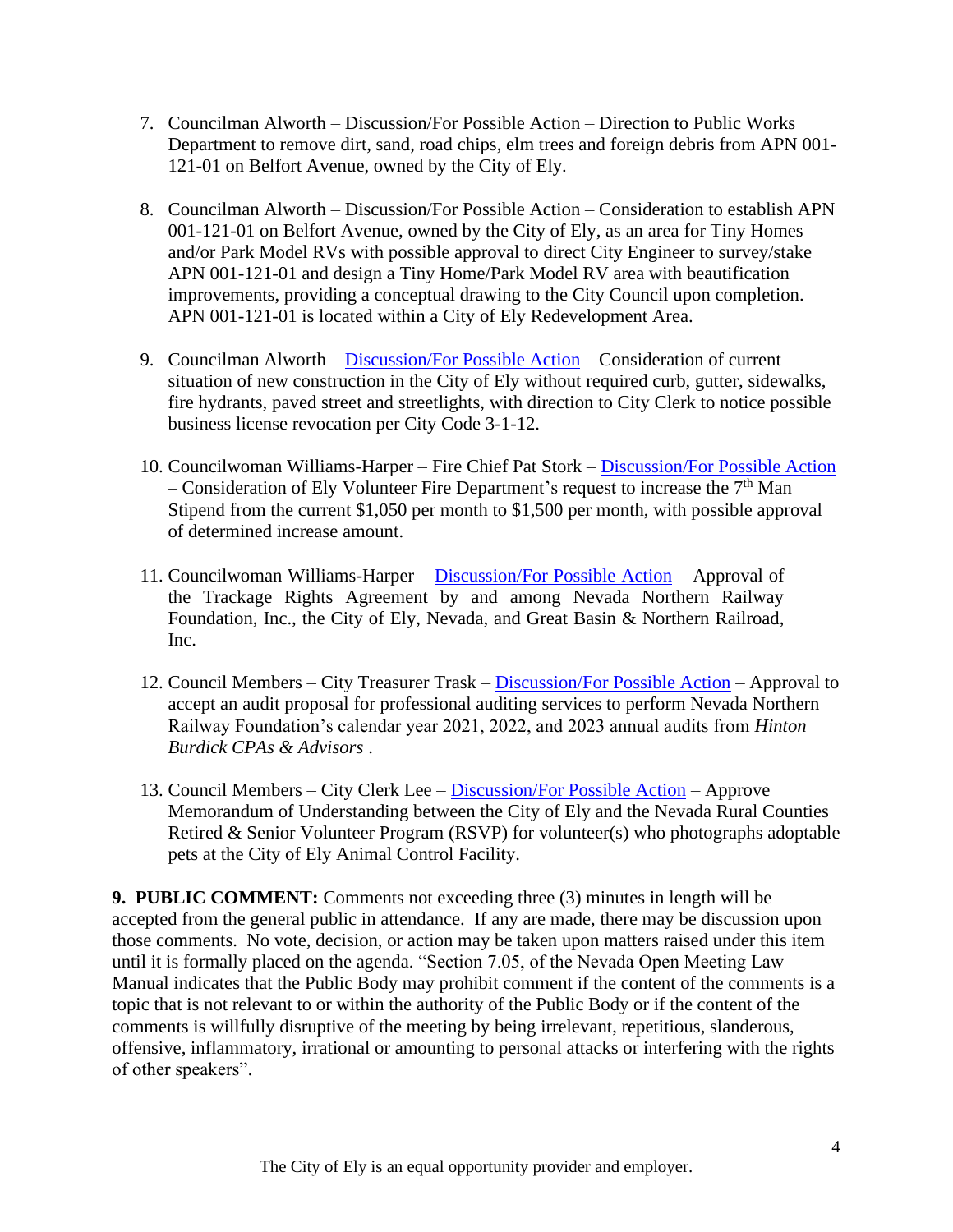7. Councilman Alworth – Discussion/For Possible Action – Direction to Public Works Department to remove dirt, sand, road chips, elm trees and foreign debris from APN 001-121-01 on Belfort Avenue, owned by the City of Ely.

8. Councilman Alworth – Discussion/For Possible Action – Consideration to establish APN 001-121-01 on Belfort Avenue, owned by the City of Ely, as an area for Tiny Homes and/or Park Model RVs with possible approval to direct City Engineer to survey/stake APN 001-121-01 and design a Tiny Home/Park Model RV area with beautification improvements, providing a conceptual drawing to the City Council upon completion. APN 001-121-01 is located within a City of Ely Redevelopment Area.

9. Councilman Alworth – Discussion/For Possible Action – Consideration of current situation of new construction in the City of Ely without required curb, gutter, sidewalks, fire hydrants, paved street and streetlights, with direction to City Clerk to notice possible business license revocation per City Code 3-1-12.

10. Councilwoman Williams-Harper – Fire Chief Pat Stork – Discussion/For Possible Action – Consideration of Ely Volunteer Fire Department's request to increase the 7th Man Stipend from the current $1,050 per month to $1,500 per month, with possible approval of determined increase amount.

11. Councilwoman Williams-Harper – Discussion/For Possible Action – Approval of the Trackage Rights Agreement by and among Nevada Northern Railway Foundation, Inc., the City of Ely, Nevada, and Great Basin & Northern Railroad, Inc.

12. Council Members – City Treasurer Trask – Discussion/For Possible Action – Approval to accept an audit proposal for professional auditing services to perform Nevada Northern Railway Foundation's calendar year 2021, 2022, and 2023 annual audits from *Hinton Burdick CPAs & Advisors* .

13. Council Members – City Clerk Lee – Discussion/For Possible Action – Approve Memorandum of Understanding between the City of Ely and the Nevada Rural Counties Retired & Senior Volunteer Program (RSVP) for volunteer(s) who photographs adoptable pets at the City of Ely Animal Control Facility.

**9. PUBLIC COMMENT:** Comments not exceeding three (3) minutes in length will be accepted from the general public in attendance. If any are made, there may be discussion upon those comments. No vote, decision, or action may be taken upon matters raised under this item until it is formally placed on the agenda. "Section 7.05, of the Nevada Open Meeting Law Manual indicates that the Public Body may prohibit comment if the content of the comments is a topic that is not relevant to or within the authority of the Public Body or if the content of the comments is willfully disruptive of the meeting by being irrelevant, repetitious, slanderous, offensive, inflammatory, irrational or amounting to personal attacks or interfering with the rights of other speakers".

The City of Ely is an equal opportunity provider and employer.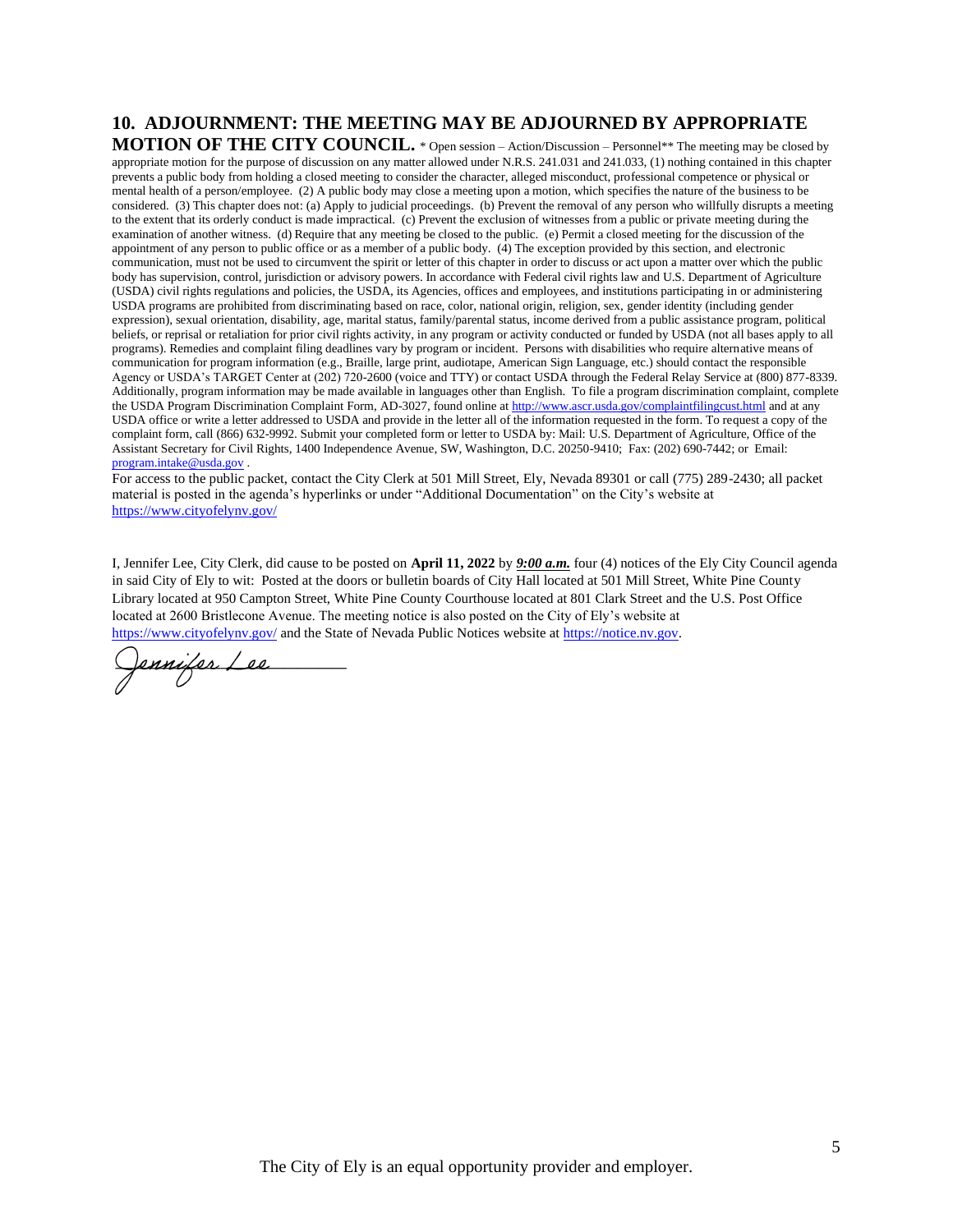## 10. ADJOURNMENT: THE MEETING MAY BE ADJOURNED BY APPROPRIATE MOTION OF THE CITY COUNCIL.

* Open session – Action/Discussion – Personnel** The meeting may be closed by appropriate motion for the purpose of discussion on any matter allowed under N.R.S. 241.031 and 241.033, (1) nothing contained in this chapter prevents a public body from holding a closed meeting to consider the character, alleged misconduct, professional competence or physical or mental health of a person/employee. (2) A public body may close a meeting upon a motion, which specifies the nature of the business to be considered. (3) This chapter does not: (a) Apply to judicial proceedings. (b) Prevent the removal of any person who willfully disrupts a meeting to the extent that its orderly conduct is made impractical. (c) Prevent the exclusion of witnesses from a public or private meeting during the examination of another witness. (d) Require that any meeting be closed to the public. (e) Permit a closed meeting for the discussion of the appointment of any person to public office or as a member of a public body. (4) The exception provided by this section, and electronic communication, must not be used to circumvent the spirit or letter of this chapter in order to discuss or act upon a matter over which the public body has supervision, control, jurisdiction or advisory powers. In accordance with Federal civil rights law and U.S. Department of Agriculture (USDA) civil rights regulations and policies, the USDA, its Agencies, offices and employees, and institutions participating in or administering USDA programs are prohibited from discriminating based on race, color, national origin, religion, sex, gender identity (including gender expression), sexual orientation, disability, age, marital status, family/parental status, income derived from a public assistance program, political beliefs, or reprisal or retaliation for prior civil rights activity, in any program or activity conducted or funded by USDA (not all bases apply to all programs). Remedies and complaint filing deadlines vary by program or incident. Persons with disabilities who require alternative means of communication for program information (e.g., Braille, large print, audiotape, American Sign Language, etc.) should contact the responsible Agency or USDA's TARGET Center at (202) 720-2600 (voice and TTY) or contact USDA through the Federal Relay Service at (800) 877-8339. Additionally, program information may be made available in languages other than English. To file a program discrimination complaint, complete the USDA Program Discrimination Complaint Form, AD-3027, found online at http://www.ascr.usda.gov/complaintfilingcust.html and at any USDA office or write a letter addressed to USDA and provide in the letter all of the information requested in the form. To request a copy of the complaint form, call (866) 632-9992. Submit your completed form or letter to USDA by: Mail: U.S. Department of Agriculture, Office of the Assistant Secretary for Civil Rights, 1400 Independence Avenue, SW, Washington, D.C. 20250-9410; Fax: (202) 690-7442; or Email: program.intake@usda.gov .

For access to the public packet, contact the City Clerk at 501 Mill Street, Ely, Nevada 89301 or call (775) 289-2430; all packet material is posted in the agenda's hyperlinks or under "Additional Documentation" on the City's website at https://www.cityofelynv.gov/

I, Jennifer Lee, City Clerk, did cause to be posted on **April 11, 2022** by ***9:00 a.m.*** four (4) notices of the Ely City Council agenda in said City of Ely to wit: Posted at the doors or bulletin boards of City Hall located at 501 Mill Street, White Pine County Library located at 950 Campton Street, White Pine County Courthouse located at 801 Clark Street and the U.S. Post Office located at 2600 Bristlecone Avenue. The meeting notice is also posted on the City of Ely's website at https://www.cityofelynv.gov/ and the State of Nevada Public Notices website at https://notice.nv.gov.

Jennifer Lee

The City of Ely is an equal opportunity provider and employer.